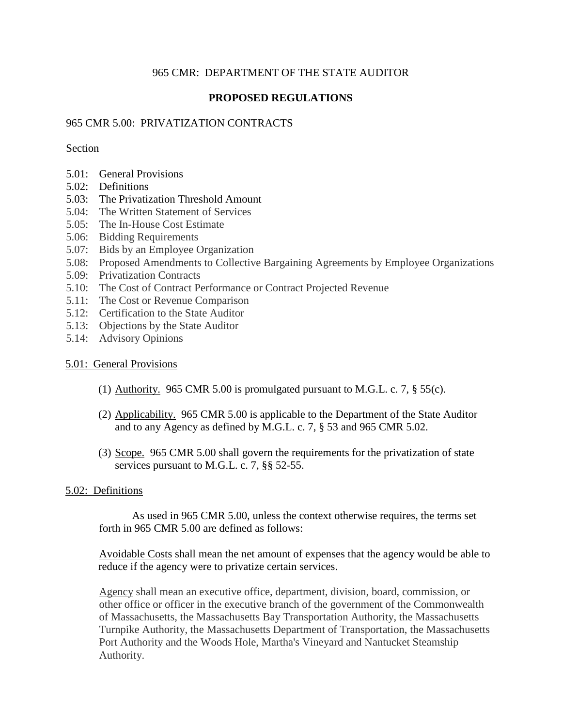965 CMR: DEPARTMENT OF THE STATE AUDITOR

**PROPOSED REGULATIONS**

965 CMR 5.00: PRIVATIZATION CONTRACTS

Section

- 5.01: General Provisions
- 5.02: Definitions
- 5.03: The Privatization Threshold Amount
- 5.04: The Written Statement of Services
- 5.05: The In-House Cost Estimate
- 5.06: Bidding Requirements
- 5.07: Bids by an Employee Organization
- 5.08: Proposed Amendments to Collective Bargaining Agreements by Employee Organizations
- 5.09: Privatization Contracts
- 5.10: The Cost of Contract Performance or Contract Projected Revenue
- 5.11: The Cost or Revenue Comparison
- 5.12: Certification to the State Auditor
- 5.13: Objections by the State Auditor
- 5.14: Advisory Opinions

5.01: General Provisions

(1) Authority. 965 CMR 5.00 is promulgated pursuant to M.G.L. c. 7, § 55(c).

(2) Applicability. 965 CMR 5.00 is applicable to the Department of the State Auditor and to any Agency as defined by M.G.L. c. 7, § 53 and 965 CMR 5.02.

(3) Scope. 965 CMR 5.00 shall govern the requirements for the privatization of state services pursuant to M.G.L. c. 7, §§ 52-55.

5.02: Definitions

As used in 965 CMR 5.00, unless the context otherwise requires, the terms set forth in 965 CMR 5.00 are defined as follows:

Avoidable Costs shall mean the net amount of expenses that the agency would be able to reduce if the agency were to privatize certain services.

Agency shall mean an executive office, department, division, board, commission, or other office or officer in the executive branch of the government of the Commonwealth of Massachusetts, the Massachusetts Bay Transportation Authority, the Massachusetts Turnpike Authority, the Massachusetts Department of Transportation, the Massachusetts Port Authority and the Woods Hole, Martha's Vineyard and Nantucket Steamship Authority.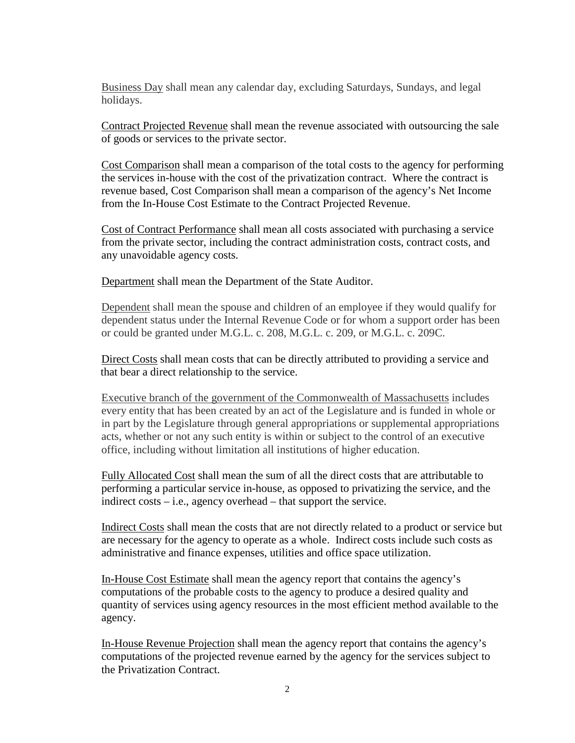<u>Business Day</u> shall mean any calendar day, excluding Saturdays, Sundays, and legal holidays.

<u>Contract Projected Revenue</u> shall mean the revenue associated with outsourcing the sale of goods or services to the private sector.

<u>Cost Comparison</u> shall mean a comparison of the total costs to the agency for performing the services in-house with the cost of the privatization contract. Where the contract is revenue based, Cost Comparison shall mean a comparison of the agency's Net Income from the In-House Cost Estimate to the Contract Projected Revenue.

<u>Cost of Contract Performance</u> shall mean all costs associated with purchasing a service from the private sector, including the contract administration costs, contract costs, and any unavoidable agency costs.

<u>Department</u> shall mean the Department of the State Auditor.

<u>Dependent</u> shall mean the spouse and children of an employee if they would qualify for dependent status under the Internal Revenue Code or for whom a support order has been or could be granted under M.G.L. c. 208, M.G.L. c. 209, or M.G.L. c. 209C.

<u>Direct Costs</u> shall mean costs that can be directly attributed to providing a service and that bear a direct relationship to the service.

<u>Executive branch of the government of the Commonwealth of Massachusetts</u> includes every entity that has been created by an act of the Legislature and is funded in whole or in part by the Legislature through general appropriations or supplemental appropriations acts, whether or not any such entity is within or subject to the control of an executive office, including without limitation all institutions of higher education.

<u>Fully Allocated Cost</u> shall mean the sum of all the direct costs that are attributable to performing a particular service in-house, as opposed to privatizing the service, and the indirect costs – i.e., agency overhead – that support the service.

<u>Indirect Costs</u> shall mean the costs that are not directly related to a product or service but are necessary for the agency to operate as a whole. Indirect costs include such costs as administrative and finance expenses, utilities and office space utilization.

<u>In-House Cost Estimate</u> shall mean the agency report that contains the agency's computations of the probable costs to the agency to produce a desired quality and quantity of services using agency resources in the most efficient method available to the agency.

<u>In-House Revenue Projection</u> shall mean the agency report that contains the agency's computations of the projected revenue earned by the agency for the services subject to the Privatization Contract.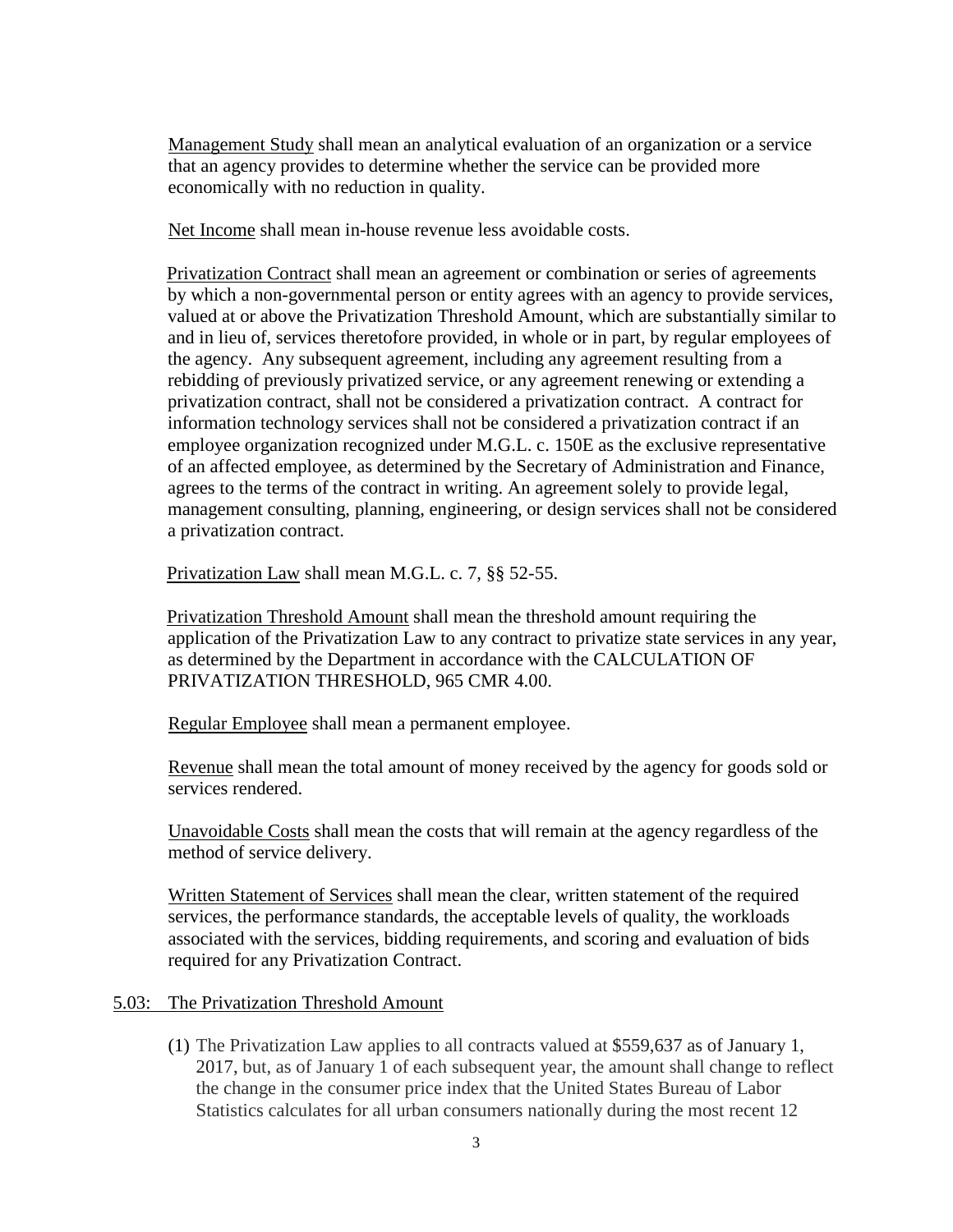Management Study shall mean an analytical evaluation of an organization or a service that an agency provides to determine whether the service can be provided more economically with no reduction in quality.

Net Income shall mean in-house revenue less avoidable costs.

Privatization Contract shall mean an agreement or combination or series of agreements by which a non-governmental person or entity agrees with an agency to provide services, valued at or above the Privatization Threshold Amount, which are substantially similar to and in lieu of, services theretofore provided, in whole or in part, by regular employees of the agency. Any subsequent agreement, including any agreement resulting from a rebidding of previously privatized service, or any agreement renewing or extending a privatization contract, shall not be considered a privatization contract. A contract for information technology services shall not be considered a privatization contract if an employee organization recognized under M.G.L. c. 150E as the exclusive representative of an affected employee, as determined by the Secretary of Administration and Finance, agrees to the terms of the contract in writing. An agreement solely to provide legal, management consulting, planning, engineering, or design services shall not be considered a privatization contract.

Privatization Law shall mean M.G.L. c. 7, §§ 52-55.

Privatization Threshold Amount shall mean the threshold amount requiring the application of the Privatization Law to any contract to privatize state services in any year, as determined by the Department in accordance with the CALCULATION OF PRIVATIZATION THRESHOLD, 965 CMR 4.00.

Regular Employee shall mean a permanent employee.

Revenue shall mean the total amount of money received by the agency for goods sold or services rendered.

Unavoidable Costs shall mean the costs that will remain at the agency regardless of the method of service delivery.

Written Statement of Services shall mean the clear, written statement of the required services, the performance standards, the acceptable levels of quality, the workloads associated with the services, bidding requirements, and scoring and evaluation of bids required for any Privatization Contract.

## 5.03: The Privatization Threshold Amount

(1) The Privatization Law applies to all contracts valued at $559,637 as of January 1, 2017, but, as of January 1 of each subsequent year, the amount shall change to reflect the change in the consumer price index that the United States Bureau of Labor Statistics calculates for all urban consumers nationally during the most recent 12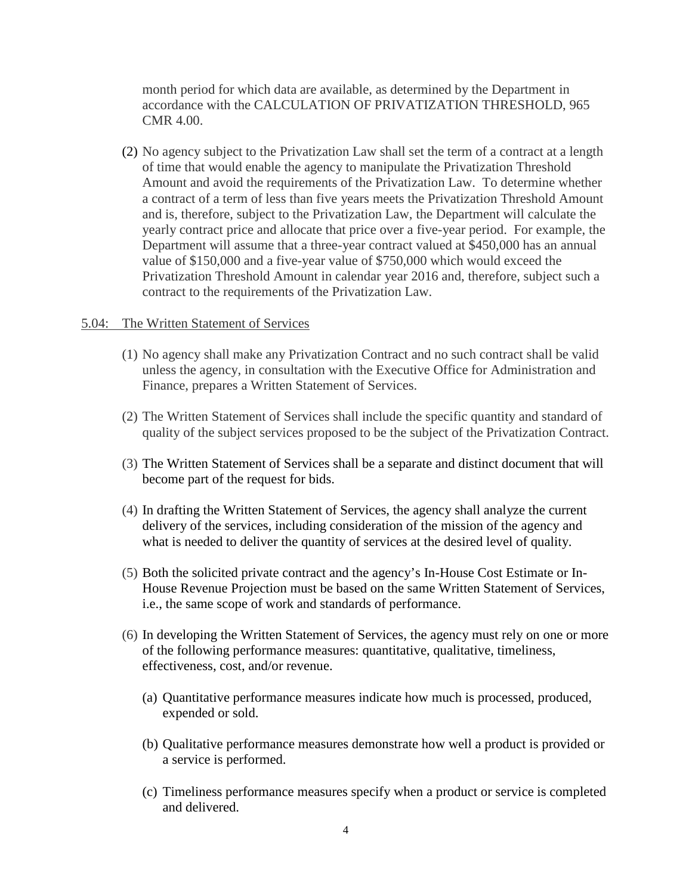month period for which data are available, as determined by the Department in accordance with the CALCULATION OF PRIVATIZATION THRESHOLD, 965 CMR 4.00.

(2) No agency subject to the Privatization Law shall set the term of a contract at a length of time that would enable the agency to manipulate the Privatization Threshold Amount and avoid the requirements of the Privatization Law. To determine whether a contract of a term of less than five years meets the Privatization Threshold Amount and is, therefore, subject to the Privatization Law, the Department will calculate the yearly contract price and allocate that price over a five-year period. For example, the Department will assume that a three-year contract valued at $450,000 has an annual value of $150,000 and a five-year value of $750,000 which would exceed the Privatization Threshold Amount in calendar year 2016 and, therefore, subject such a contract to the requirements of the Privatization Law.

5.04: The Written Statement of Services

(1) No agency shall make any Privatization Contract and no such contract shall be valid unless the agency, in consultation with the Executive Office for Administration and Finance, prepares a Written Statement of Services.

(2) The Written Statement of Services shall include the specific quantity and standard of quality of the subject services proposed to be the subject of the Privatization Contract.

(3) The Written Statement of Services shall be a separate and distinct document that will become part of the request for bids.

(4) In drafting the Written Statement of Services, the agency shall analyze the current delivery of the services, including consideration of the mission of the agency and what is needed to deliver the quantity of services at the desired level of quality.

(5) Both the solicited private contract and the agency's In-House Cost Estimate or In-House Revenue Projection must be based on the same Written Statement of Services, i.e., the same scope of work and standards of performance.

(6) In developing the Written Statement of Services, the agency must rely on one or more of the following performance measures: quantitative, qualitative, timeliness, effectiveness, cost, and/or revenue.

(a) Quantitative performance measures indicate how much is processed, produced, expended or sold.

(b) Qualitative performance measures demonstrate how well a product is provided or a service is performed.

(c) Timeliness performance measures specify when a product or service is completed and delivered.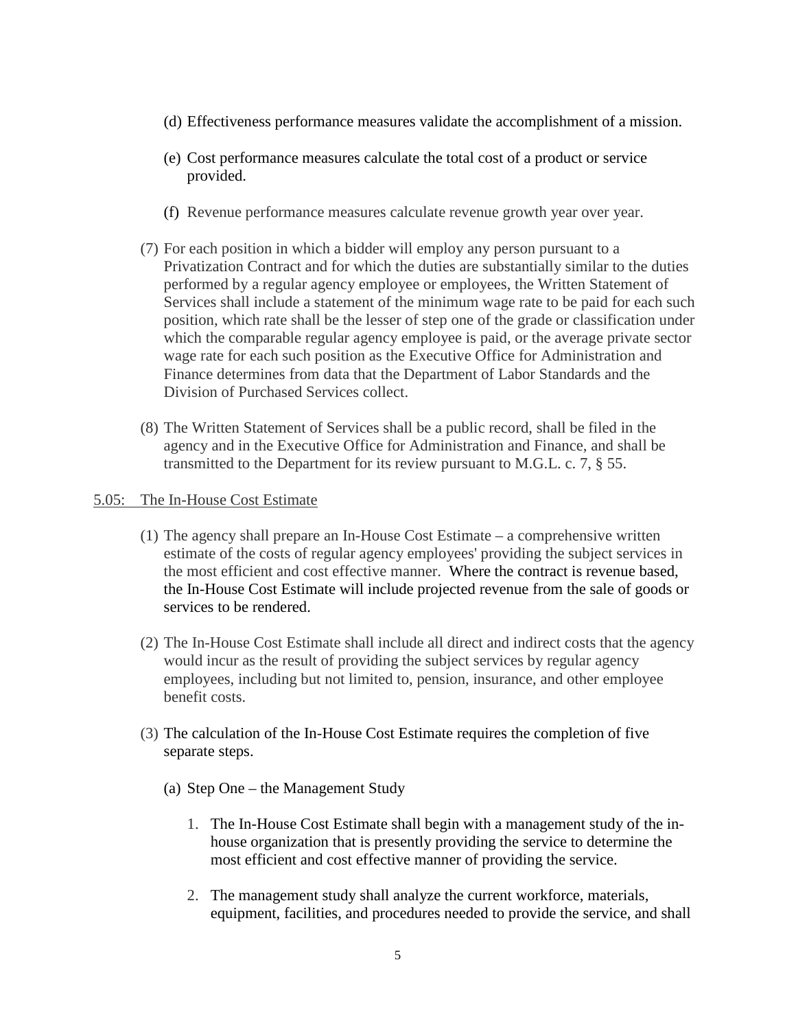(d) Effectiveness performance measures validate the accomplishment of a mission.

(e) Cost performance measures calculate the total cost of a product or service provided.

(f) Revenue performance measures calculate revenue growth year over year.

(7) For each position in which a bidder will employ any person pursuant to a Privatization Contract and for which the duties are substantially similar to the duties performed by a regular agency employee or employees, the Written Statement of Services shall include a statement of the minimum wage rate to be paid for each such position, which rate shall be the lesser of step one of the grade or classification under which the comparable regular agency employee is paid, or the average private sector wage rate for each such position as the Executive Office for Administration and Finance determines from data that the Department of Labor Standards and the Division of Purchased Services collect.

(8) The Written Statement of Services shall be a public record, shall be filed in the agency and in the Executive Office for Administration and Finance, and shall be transmitted to the Department for its review pursuant to M.G.L. c. 7, § 55.

5.05: <u>The In-House Cost Estimate</u>

(1) The agency shall prepare an In-House Cost Estimate – a comprehensive written estimate of the costs of regular agency employees' providing the subject services in the most efficient and cost effective manner. Where the contract is revenue based, the In-House Cost Estimate will include projected revenue from the sale of goods or services to be rendered.

(2) The In-House Cost Estimate shall include all direct and indirect costs that the agency would incur as the result of providing the subject services by regular agency employees, including but not limited to, pension, insurance, and other employee benefit costs.

(3) The calculation of the In-House Cost Estimate requires the completion of five separate steps.

(a) Step One – the Management Study

1. The In-House Cost Estimate shall begin with a management study of the in-house organization that is presently providing the service to determine the most efficient and cost effective manner of providing the service.

2. The management study shall analyze the current workforce, materials, equipment, facilities, and procedures needed to provide the service, and shall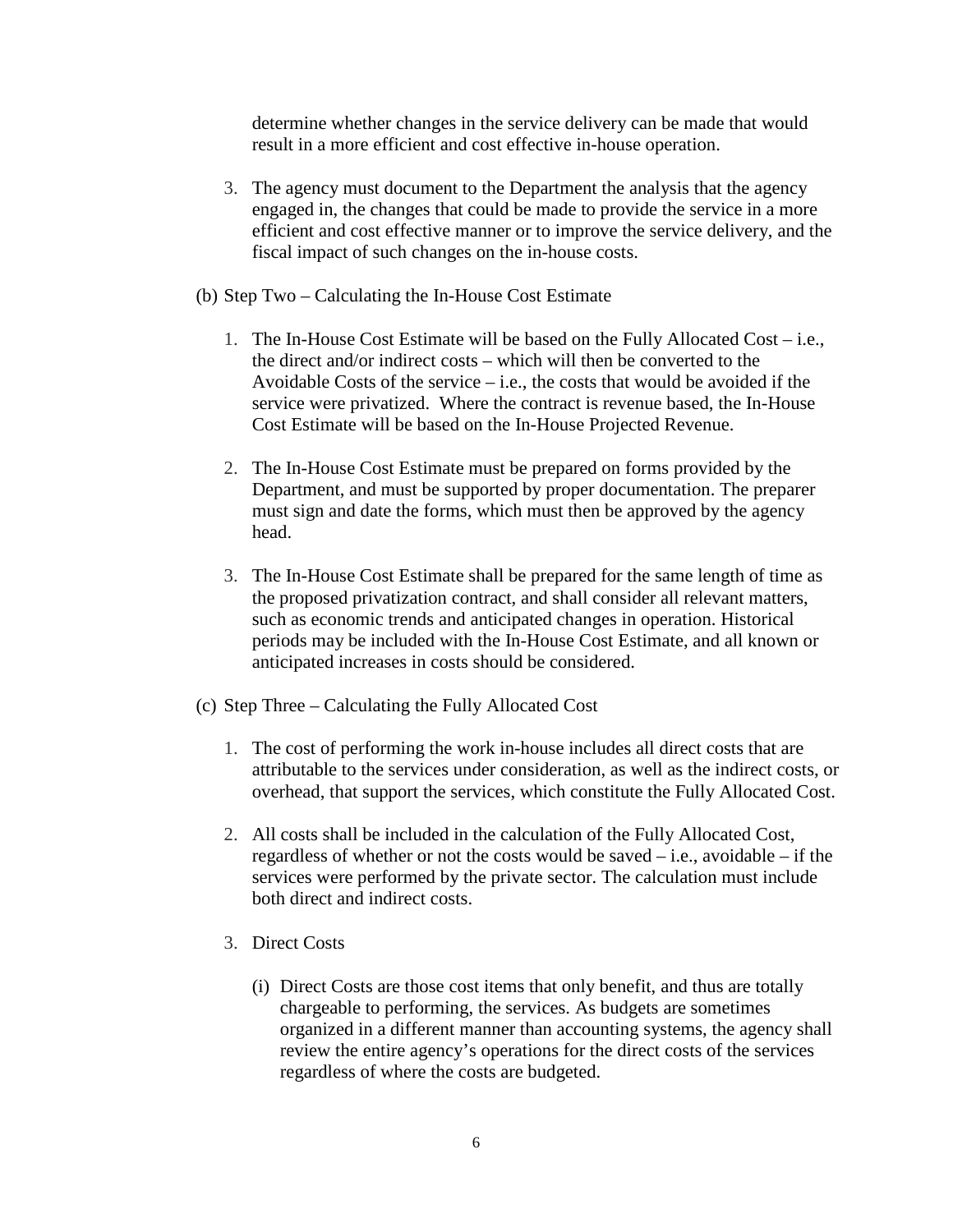determine whether changes in the service delivery can be made that would result in a more efficient and cost effective in-house operation.

3. The agency must document to the Department the analysis that the agency engaged in, the changes that could be made to provide the service in a more efficient and cost effective manner or to improve the service delivery, and the fiscal impact of such changes on the in-house costs.

(b) Step Two – Calculating the In-House Cost Estimate

1. The In-House Cost Estimate will be based on the Fully Allocated Cost – i.e., the direct and/or indirect costs – which will then be converted to the Avoidable Costs of the service – i.e., the costs that would be avoided if the service were privatized. Where the contract is revenue based, the In-House Cost Estimate will be based on the In-House Projected Revenue.

2. The In-House Cost Estimate must be prepared on forms provided by the Department, and must be supported by proper documentation. The preparer must sign and date the forms, which must then be approved by the agency head.

3. The In-House Cost Estimate shall be prepared for the same length of time as the proposed privatization contract, and shall consider all relevant matters, such as economic trends and anticipated changes in operation. Historical periods may be included with the In-House Cost Estimate, and all known or anticipated increases in costs should be considered.

(c) Step Three – Calculating the Fully Allocated Cost

1. The cost of performing the work in-house includes all direct costs that are attributable to the services under consideration, as well as the indirect costs, or overhead, that support the services, which constitute the Fully Allocated Cost.

2. All costs shall be included in the calculation of the Fully Allocated Cost, regardless of whether or not the costs would be saved – i.e., avoidable – if the services were performed by the private sector. The calculation must include both direct and indirect costs.

3. Direct Costs

   (i) Direct Costs are those cost items that only benefit, and thus are totally chargeable to performing, the services. As budgets are sometimes organized in a different manner than accounting systems, the agency shall review the entire agency's operations for the direct costs of the services regardless of where the costs are budgeted.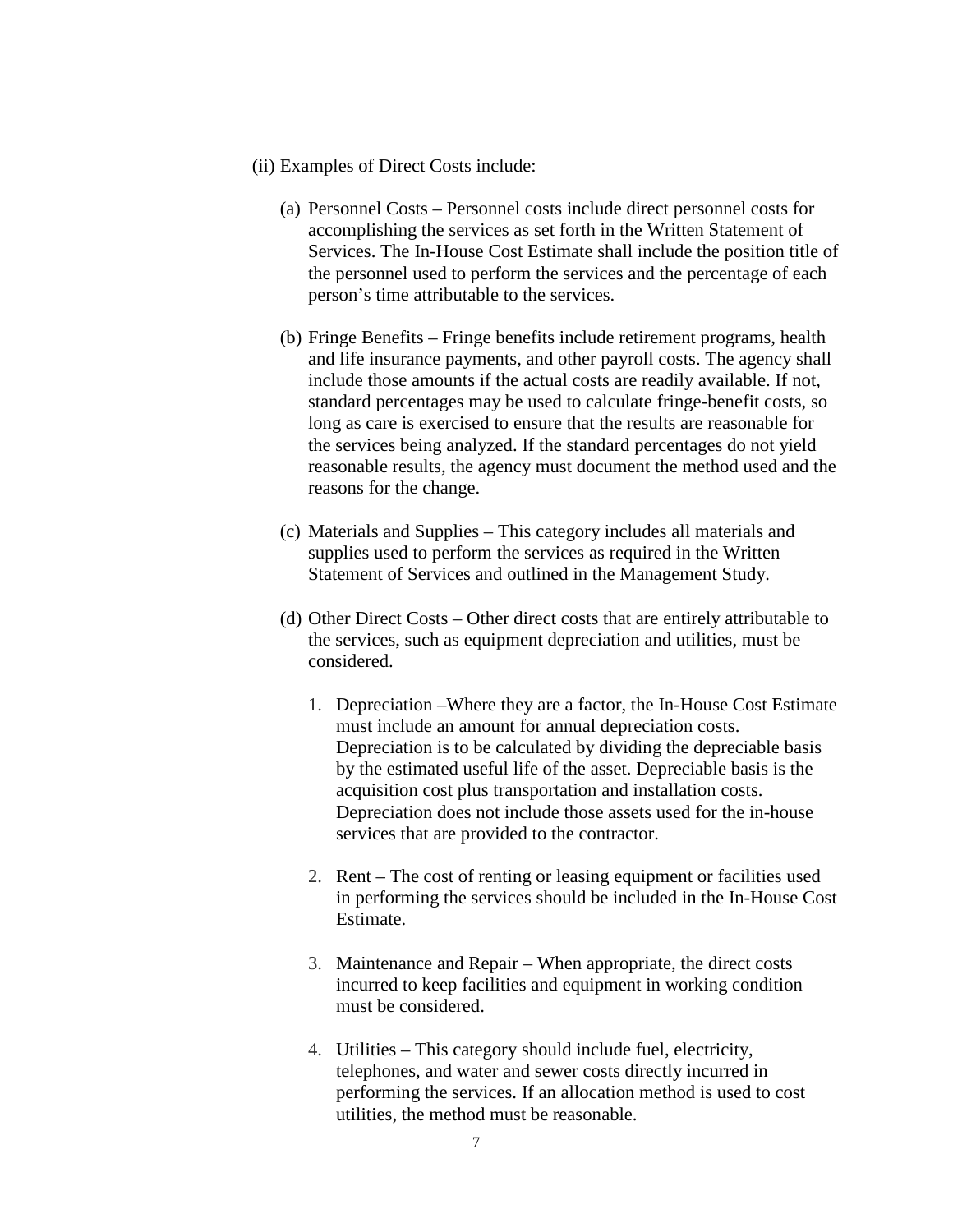(ii) Examples of Direct Costs include:

(a) Personnel Costs – Personnel costs include direct personnel costs for accomplishing the services as set forth in the Written Statement of Services. The In-House Cost Estimate shall include the position title of the personnel used to perform the services and the percentage of each person's time attributable to the services.

(b) Fringe Benefits – Fringe benefits include retirement programs, health and life insurance payments, and other payroll costs. The agency shall include those amounts if the actual costs are readily available. If not, standard percentages may be used to calculate fringe-benefit costs, so long as care is exercised to ensure that the results are reasonable for the services being analyzed. If the standard percentages do not yield reasonable results, the agency must document the method used and the reasons for the change.

(c) Materials and Supplies – This category includes all materials and supplies used to perform the services as required in the Written Statement of Services and outlined in the Management Study.

(d) Other Direct Costs – Other direct costs that are entirely attributable to the services, such as equipment depreciation and utilities, must be considered.

1. Depreciation –Where they are a factor, the In-House Cost Estimate must include an amount for annual depreciation costs. Depreciation is to be calculated by dividing the depreciable basis by the estimated useful life of the asset. Depreciable basis is the acquisition cost plus transportation and installation costs. Depreciation does not include those assets used for the in-house services that are provided to the contractor.

2. Rent – The cost of renting or leasing equipment or facilities used in performing the services should be included in the In-House Cost Estimate.

3. Maintenance and Repair – When appropriate, the direct costs incurred to keep facilities and equipment in working condition must be considered.

4. Utilities – This category should include fuel, electricity, telephones, and water and sewer costs directly incurred in performing the services. If an allocation method is used to cost utilities, the method must be reasonable.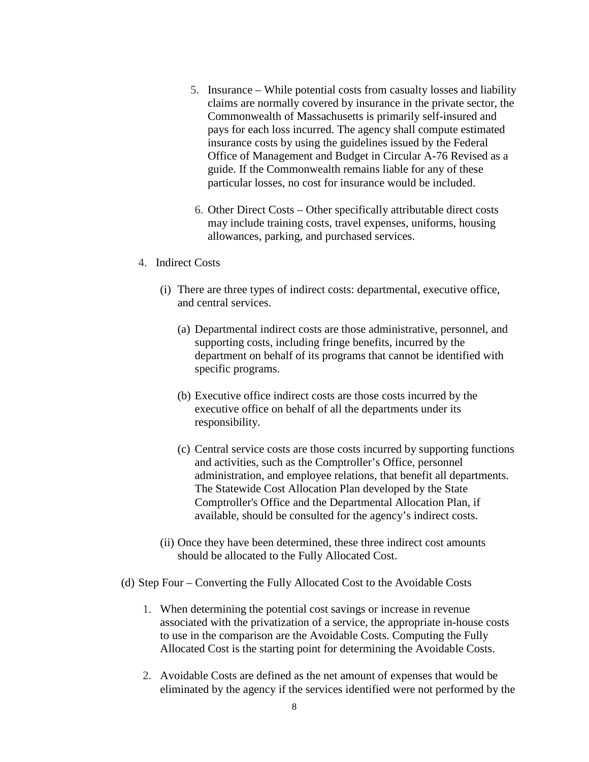5. Insurance – While potential costs from casualty losses and liability claims are normally covered by insurance in the private sector, the Commonwealth of Massachusetts is primarily self-insured and pays for each loss incurred. The agency shall compute estimated insurance costs by using the guidelines issued by the Federal Office of Management and Budget in Circular A-76 Revised as a guide. If the Commonwealth remains liable for any of these particular losses, no cost for insurance would be included.

6. Other Direct Costs – Other specifically attributable direct costs may include training costs, travel expenses, uniforms, housing allowances, parking, and purchased services.

4. Indirect Costs

   (i) There are three types of indirect costs: departmental, executive office, and central services.

      (a) Departmental indirect costs are those administrative, personnel, and supporting costs, including fringe benefits, incurred by the department on behalf of its programs that cannot be identified with specific programs.

      (b) Executive office indirect costs are those costs incurred by the executive office on behalf of all the departments under its responsibility.

      (c) Central service costs are those costs incurred by supporting functions and activities, such as the Comptroller's Office, personnel administration, and employee relations, that benefit all departments. The Statewide Cost Allocation Plan developed by the State Comptroller's Office and the Departmental Allocation Plan, if available, should be consulted for the agency's indirect costs.

   (ii) Once they have been determined, these three indirect cost amounts should be allocated to the Fully Allocated Cost.

(d) Step Four – Converting the Fully Allocated Cost to the Avoidable Costs

1. When determining the potential cost savings or increase in revenue associated with the privatization of a service, the appropriate in-house costs to use in the comparison are the Avoidable Costs. Computing the Fully Allocated Cost is the starting point for determining the Avoidable Costs.

2. Avoidable Costs are defined as the net amount of expenses that would be eliminated by the agency if the services identified were not performed by the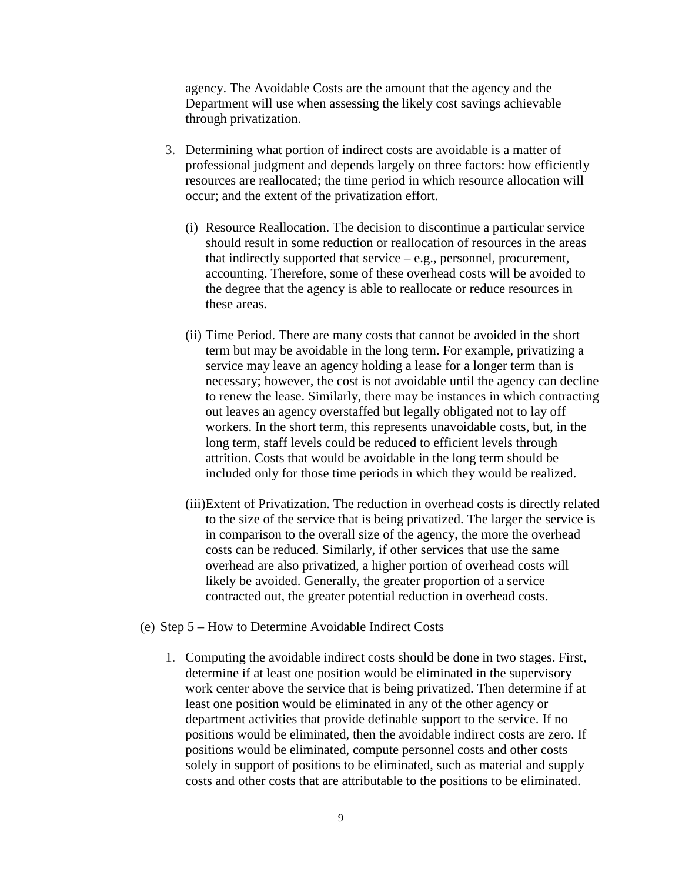agency. The Avoidable Costs are the amount that the agency and the Department will use when assessing the likely cost savings achievable through privatization.

3. Determining what portion of indirect costs are avoidable is a matter of professional judgment and depends largely on three factors: how efficiently resources are reallocated; the time period in which resource allocation will occur; and the extent of the privatization effort.

   (i) Resource Reallocation. The decision to discontinue a particular service should result in some reduction or reallocation of resources in the areas that indirectly supported that service – e.g., personnel, procurement, accounting. Therefore, some of these overhead costs will be avoided to the degree that the agency is able to reallocate or reduce resources in these areas.

   (ii) Time Period. There are many costs that cannot be avoided in the short term but may be avoidable in the long term. For example, privatizing a service may leave an agency holding a lease for a longer term than is necessary; however, the cost is not avoidable until the agency can decline to renew the lease. Similarly, there may be instances in which contracting out leaves an agency overstaffed but legally obligated not to lay off workers. In the short term, this represents unavoidable costs, but, in the long term, staff levels could be reduced to efficient levels through attrition. Costs that would be avoidable in the long term should be included only for those time periods in which they would be realized.

   (iii) Extent of Privatization. The reduction in overhead costs is directly related to the size of the service that is being privatized. The larger the service is in comparison to the overall size of the agency, the more the overhead costs can be reduced. Similarly, if other services that use the same overhead are also privatized, a higher portion of overhead costs will likely be avoided. Generally, the greater proportion of a service contracted out, the greater potential reduction in overhead costs.

(e) Step 5 – How to Determine Avoidable Indirect Costs

1. Computing the avoidable indirect costs should be done in two stages. First, determine if at least one position would be eliminated in the supervisory work center above the service that is being privatized. Then determine if at least one position would be eliminated in any of the other agency or department activities that provide definable support to the service. If no positions would be eliminated, then the avoidable indirect costs are zero. If positions would be eliminated, compute personnel costs and other costs solely in support of positions to be eliminated, such as material and supply costs and other costs that are attributable to the positions to be eliminated.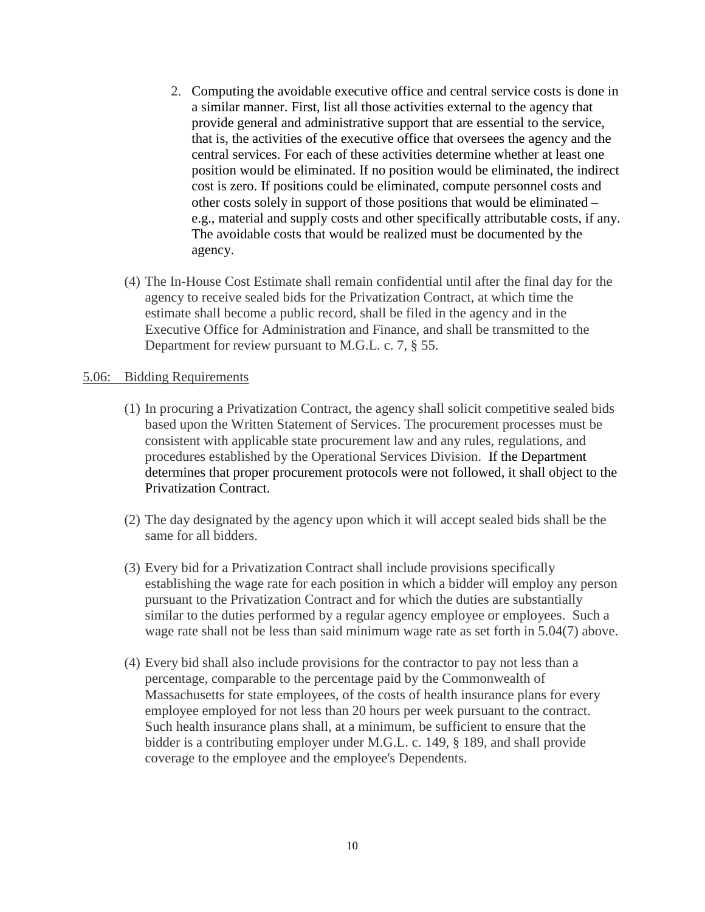2. Computing the avoidable executive office and central service costs is done in a similar manner. First, list all those activities external to the agency that provide general and administrative support that are essential to the service, that is, the activities of the executive office that oversees the agency and the central services. For each of these activities determine whether at least one position would be eliminated. If no position would be eliminated, the indirect cost is zero. If positions could be eliminated, compute personnel costs and other costs solely in support of those positions that would be eliminated – e.g., material and supply costs and other specifically attributable costs, if any. The avoidable costs that would be realized must be documented by the agency.

(4) The In-House Cost Estimate shall remain confidential until after the final day for the agency to receive sealed bids for the Privatization Contract, at which time the estimate shall become a public record, shall be filed in the agency and in the Executive Office for Administration and Finance, and shall be transmitted to the Department for review pursuant to M.G.L. c. 7, § 55.

5.06: Bidding Requirements

(1) In procuring a Privatization Contract, the agency shall solicit competitive sealed bids based upon the Written Statement of Services. The procurement processes must be consistent with applicable state procurement law and any rules, regulations, and procedures established by the Operational Services Division. If the Department determines that proper procurement protocols were not followed, it shall object to the Privatization Contract.

(2) The day designated by the agency upon which it will accept sealed bids shall be the same for all bidders.

(3) Every bid for a Privatization Contract shall include provisions specifically establishing the wage rate for each position in which a bidder will employ any person pursuant to the Privatization Contract and for which the duties are substantially similar to the duties performed by a regular agency employee or employees. Such a wage rate shall not be less than said minimum wage rate as set forth in 5.04(7) above.

(4) Every bid shall also include provisions for the contractor to pay not less than a percentage, comparable to the percentage paid by the Commonwealth of Massachusetts for state employees, of the costs of health insurance plans for every employee employed for not less than 20 hours per week pursuant to the contract. Such health insurance plans shall, at a minimum, be sufficient to ensure that the bidder is a contributing employer under M.G.L. c. 149, § 189, and shall provide coverage to the employee and the employee's Dependents.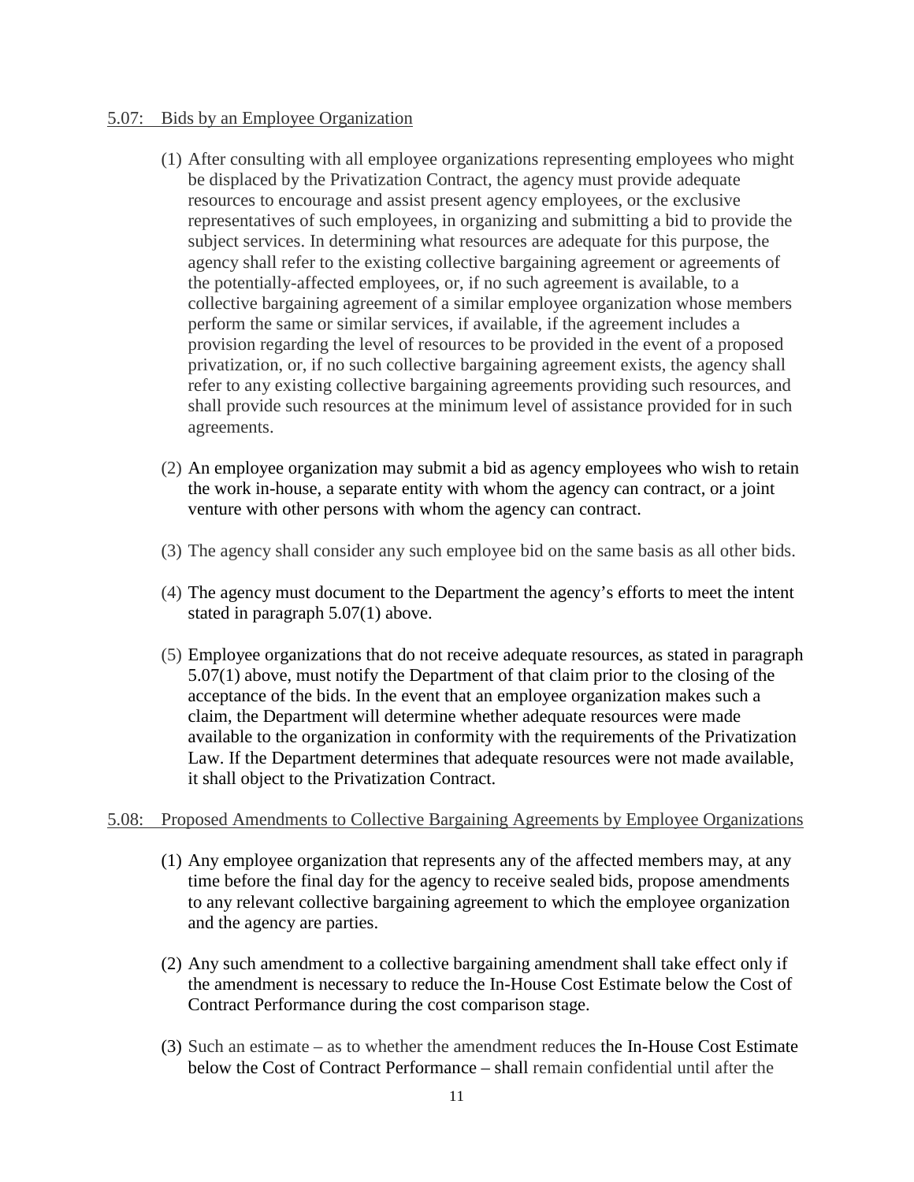5.07: Bids by an Employee Organization

(1) After consulting with all employee organizations representing employees who might be displaced by the Privatization Contract, the agency must provide adequate resources to encourage and assist present agency employees, or the exclusive representatives of such employees, in organizing and submitting a bid to provide the subject services. In determining what resources are adequate for this purpose, the agency shall refer to the existing collective bargaining agreement or agreements of the potentially-affected employees, or, if no such agreement is available, to a collective bargaining agreement of a similar employee organization whose members perform the same or similar services, if available, if the agreement includes a provision regarding the level of resources to be provided in the event of a proposed privatization, or, if no such collective bargaining agreement exists, the agency shall refer to any existing collective bargaining agreements providing such resources, and shall provide such resources at the minimum level of assistance provided for in such agreements.

(2) An employee organization may submit a bid as agency employees who wish to retain the work in-house, a separate entity with whom the agency can contract, or a joint venture with other persons with whom the agency can contract.

(3) The agency shall consider any such employee bid on the same basis as all other bids.

(4) The agency must document to the Department the agency's efforts to meet the intent stated in paragraph 5.07(1) above.

(5) Employee organizations that do not receive adequate resources, as stated in paragraph 5.07(1) above, must notify the Department of that claim prior to the closing of the acceptance of the bids. In the event that an employee organization makes such a claim, the Department will determine whether adequate resources were made available to the organization in conformity with the requirements of the Privatization Law. If the Department determines that adequate resources were not made available, it shall object to the Privatization Contract.

5.08: Proposed Amendments to Collective Bargaining Agreements by Employee Organizations

(1) Any employee organization that represents any of the affected members may, at any time before the final day for the agency to receive sealed bids, propose amendments to any relevant collective bargaining agreement to which the employee organization and the agency are parties.

(2) Any such amendment to a collective bargaining amendment shall take effect only if the amendment is necessary to reduce the In-House Cost Estimate below the Cost of Contract Performance during the cost comparison stage.

(3) Such an estimate – as to whether the amendment reduces the In-House Cost Estimate below the Cost of Contract Performance – shall remain confidential until after the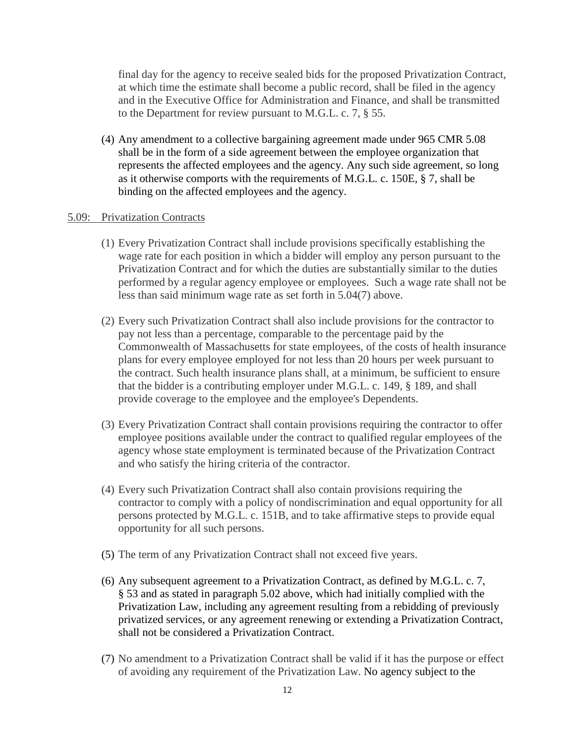final day for the agency to receive sealed bids for the proposed Privatization Contract, at which time the estimate shall become a public record, shall be filed in the agency and in the Executive Office for Administration and Finance, and shall be transmitted to the Department for review pursuant to M.G.L. c. 7, § 55.

(4) Any amendment to a collective bargaining agreement made under 965 CMR 5.08 shall be in the form of a side agreement between the employee organization that represents the affected employees and the agency. Any such side agreement, so long as it otherwise comports with the requirements of M.G.L. c. 150E, § 7, shall be binding on the affected employees and the agency.

5.09: Privatization Contracts

(1) Every Privatization Contract shall include provisions specifically establishing the wage rate for each position in which a bidder will employ any person pursuant to the Privatization Contract and for which the duties are substantially similar to the duties performed by a regular agency employee or employees. Such a wage rate shall not be less than said minimum wage rate as set forth in 5.04(7) above.

(2) Every such Privatization Contract shall also include provisions for the contractor to pay not less than a percentage, comparable to the percentage paid by the Commonwealth of Massachusetts for state employees, of the costs of health insurance plans for every employee employed for not less than 20 hours per week pursuant to the contract. Such health insurance plans shall, at a minimum, be sufficient to ensure that the bidder is a contributing employer under M.G.L. c. 149, § 189, and shall provide coverage to the employee and the employee's Dependents.

(3) Every Privatization Contract shall contain provisions requiring the contractor to offer employee positions available under the contract to qualified regular employees of the agency whose state employment is terminated because of the Privatization Contract and who satisfy the hiring criteria of the contractor.

(4) Every such Privatization Contract shall also contain provisions requiring the contractor to comply with a policy of nondiscrimination and equal opportunity for all persons protected by M.G.L. c. 151B, and to take affirmative steps to provide equal opportunity for all such persons.

(5) The term of any Privatization Contract shall not exceed five years.

(6) Any subsequent agreement to a Privatization Contract, as defined by M.G.L. c. 7, § 53 and as stated in paragraph 5.02 above, which had initially complied with the Privatization Law, including any agreement resulting from a rebidding of previously privatized services, or any agreement renewing or extending a Privatization Contract, shall not be considered a Privatization Contract.

(7) No amendment to a Privatization Contract shall be valid if it has the purpose or effect of avoiding any requirement of the Privatization Law. No agency subject to the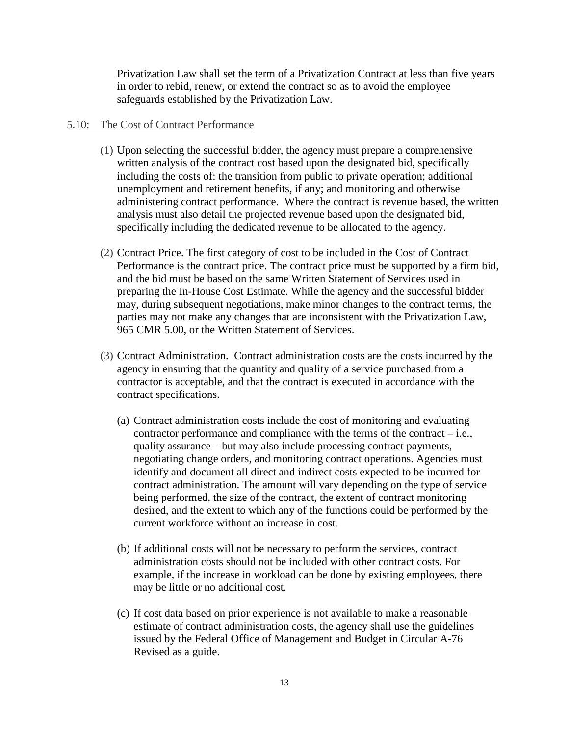Privatization Law shall set the term of a Privatization Contract at less than five years in order to rebid, renew, or extend the contract so as to avoid the employee safeguards established by the Privatization Law.

### 5.10: The Cost of Contract Performance

(1) Upon selecting the successful bidder, the agency must prepare a comprehensive written analysis of the contract cost based upon the designated bid, specifically including the costs of: the transition from public to private operation; additional unemployment and retirement benefits, if any; and monitoring and otherwise administering contract performance. Where the contract is revenue based, the written analysis must also detail the projected revenue based upon the designated bid, specifically including the dedicated revenue to be allocated to the agency.

(2) Contract Price. The first category of cost to be included in the Cost of Contract Performance is the contract price. The contract price must be supported by a firm bid, and the bid must be based on the same Written Statement of Services used in preparing the In-House Cost Estimate. While the agency and the successful bidder may, during subsequent negotiations, make minor changes to the contract terms, the parties may not make any changes that are inconsistent with the Privatization Law, 965 CMR 5.00, or the Written Statement of Services.

(3) Contract Administration. Contract administration costs are the costs incurred by the agency in ensuring that the quantity and quality of a service purchased from a contractor is acceptable, and that the contract is executed in accordance with the contract specifications.

(a) Contract administration costs include the cost of monitoring and evaluating contractor performance and compliance with the terms of the contract – i.e., quality assurance – but may also include processing contract payments, negotiating change orders, and monitoring contract operations. Agencies must identify and document all direct and indirect costs expected to be incurred for contract administration. The amount will vary depending on the type of service being performed, the size of the contract, the extent of contract monitoring desired, and the extent to which any of the functions could be performed by the current workforce without an increase in cost.

(b) If additional costs will not be necessary to perform the services, contract administration costs should not be included with other contract costs. For example, if the increase in workload can be done by existing employees, there may be little or no additional cost.

(c) If cost data based on prior experience is not available to make a reasonable estimate of contract administration costs, the agency shall use the guidelines issued by the Federal Office of Management and Budget in Circular A-76 Revised as a guide.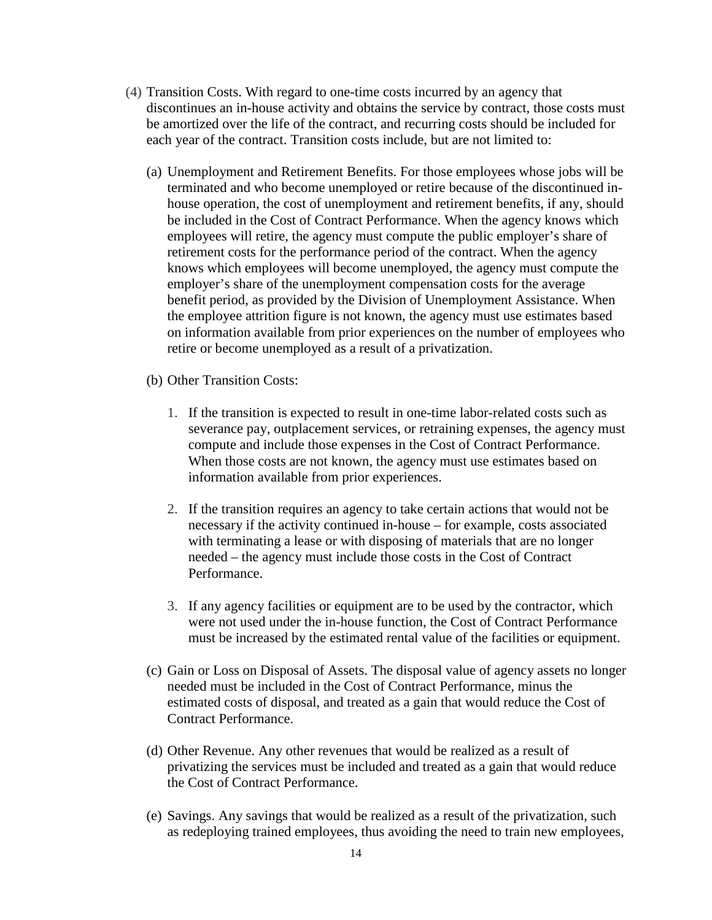(4) Transition Costs. With regard to one-time costs incurred by an agency that discontinues an in-house activity and obtains the service by contract, those costs must be amortized over the life of the contract, and recurring costs should be included for each year of the contract. Transition costs include, but are not limited to:

   (a) Unemployment and Retirement Benefits. For those employees whose jobs will be terminated and who become unemployed or retire because of the discontinued in-house operation, the cost of unemployment and retirement benefits, if any, should be included in the Cost of Contract Performance. When the agency knows which employees will retire, the agency must compute the public employer's share of retirement costs for the performance period of the contract. When the agency knows which employees will become unemployed, the agency must compute the employer's share of the unemployment compensation costs for the average benefit period, as provided by the Division of Unemployment Assistance. When the employee attrition figure is not known, the agency must use estimates based on information available from prior experiences on the number of employees who retire or become unemployed as a result of a privatization.

   (b) Other Transition Costs:

      1. If the transition is expected to result in one-time labor-related costs such as severance pay, outplacement services, or retraining expenses, the agency must compute and include those expenses in the Cost of Contract Performance. When those costs are not known, the agency must use estimates based on information available from prior experiences.

      2. If the transition requires an agency to take certain actions that would not be necessary if the activity continued in-house – for example, costs associated with terminating a lease or with disposing of materials that are no longer needed – the agency must include those costs in the Cost of Contract Performance.

      3. If any agency facilities or equipment are to be used by the contractor, which were not used under the in-house function, the Cost of Contract Performance must be increased by the estimated rental value of the facilities or equipment.

   (c) Gain or Loss on Disposal of Assets. The disposal value of agency assets no longer needed must be included in the Cost of Contract Performance, minus the estimated costs of disposal, and treated as a gain that would reduce the Cost of Contract Performance.

   (d) Other Revenue. Any other revenues that would be realized as a result of privatizing the services must be included and treated as a gain that would reduce the Cost of Contract Performance.

   (e) Savings. Any savings that would be realized as a result of the privatization, such as redeploying trained employees, thus avoiding the need to train new employees,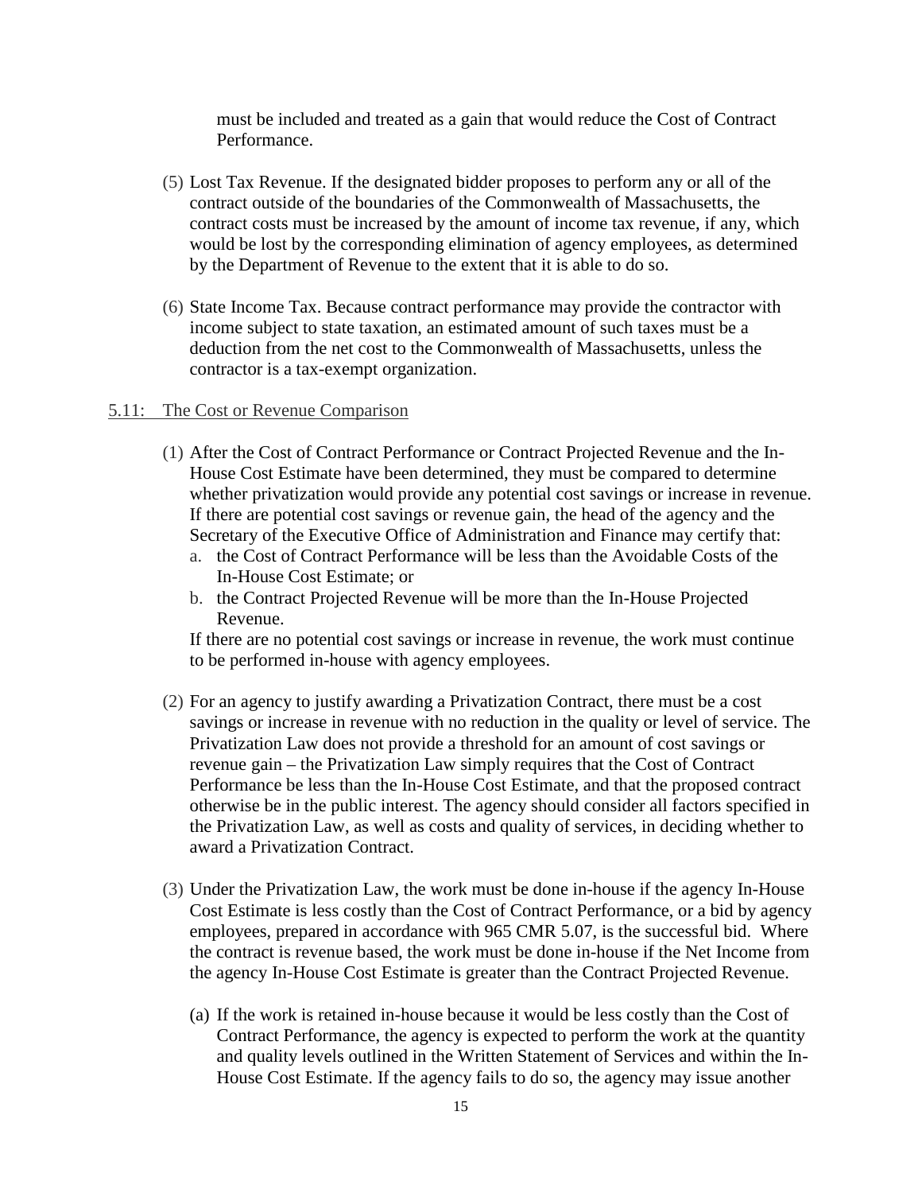must be included and treated as a gain that would reduce the Cost of Contract Performance.

(5) Lost Tax Revenue. If the designated bidder proposes to perform any or all of the contract outside of the boundaries of the Commonwealth of Massachusetts, the contract costs must be increased by the amount of income tax revenue, if any, which would be lost by the corresponding elimination of agency employees, as determined by the Department of Revenue to the extent that it is able to do so.

(6) State Income Tax. Because contract performance may provide the contractor with income subject to state taxation, an estimated amount of such taxes must be a deduction from the net cost to the Commonwealth of Massachusetts, unless the contractor is a tax-exempt organization.

5.11: The Cost or Revenue Comparison

(1) After the Cost of Contract Performance or Contract Projected Revenue and the In-House Cost Estimate have been determined, they must be compared to determine whether privatization would provide any potential cost savings or increase in revenue. If there are potential cost savings or revenue gain, the head of the agency and the Secretary of the Executive Office of Administration and Finance may certify that:

a. the Cost of Contract Performance will be less than the Avoidable Costs of the In-House Cost Estimate; or
b. the Contract Projected Revenue will be more than the In-House Projected Revenue.

If there are no potential cost savings or increase in revenue, the work must continue to be performed in-house with agency employees.

(2) For an agency to justify awarding a Privatization Contract, there must be a cost savings or increase in revenue with no reduction in the quality or level of service. The Privatization Law does not provide a threshold for an amount of cost savings or revenue gain – the Privatization Law simply requires that the Cost of Contract Performance be less than the In-House Cost Estimate, and that the proposed contract otherwise be in the public interest. The agency should consider all factors specified in the Privatization Law, as well as costs and quality of services, in deciding whether to award a Privatization Contract.

(3) Under the Privatization Law, the work must be done in-house if the agency In-House Cost Estimate is less costly than the Cost of Contract Performance, or a bid by agency employees, prepared in accordance with 965 CMR 5.07, is the successful bid. Where the contract is revenue based, the work must be done in-house if the Net Income from the agency In-House Cost Estimate is greater than the Contract Projected Revenue.

(a) If the work is retained in-house because it would be less costly than the Cost of Contract Performance, the agency is expected to perform the work at the quantity and quality levels outlined in the Written Statement of Services and within the In-House Cost Estimate. If the agency fails to do so, the agency may issue another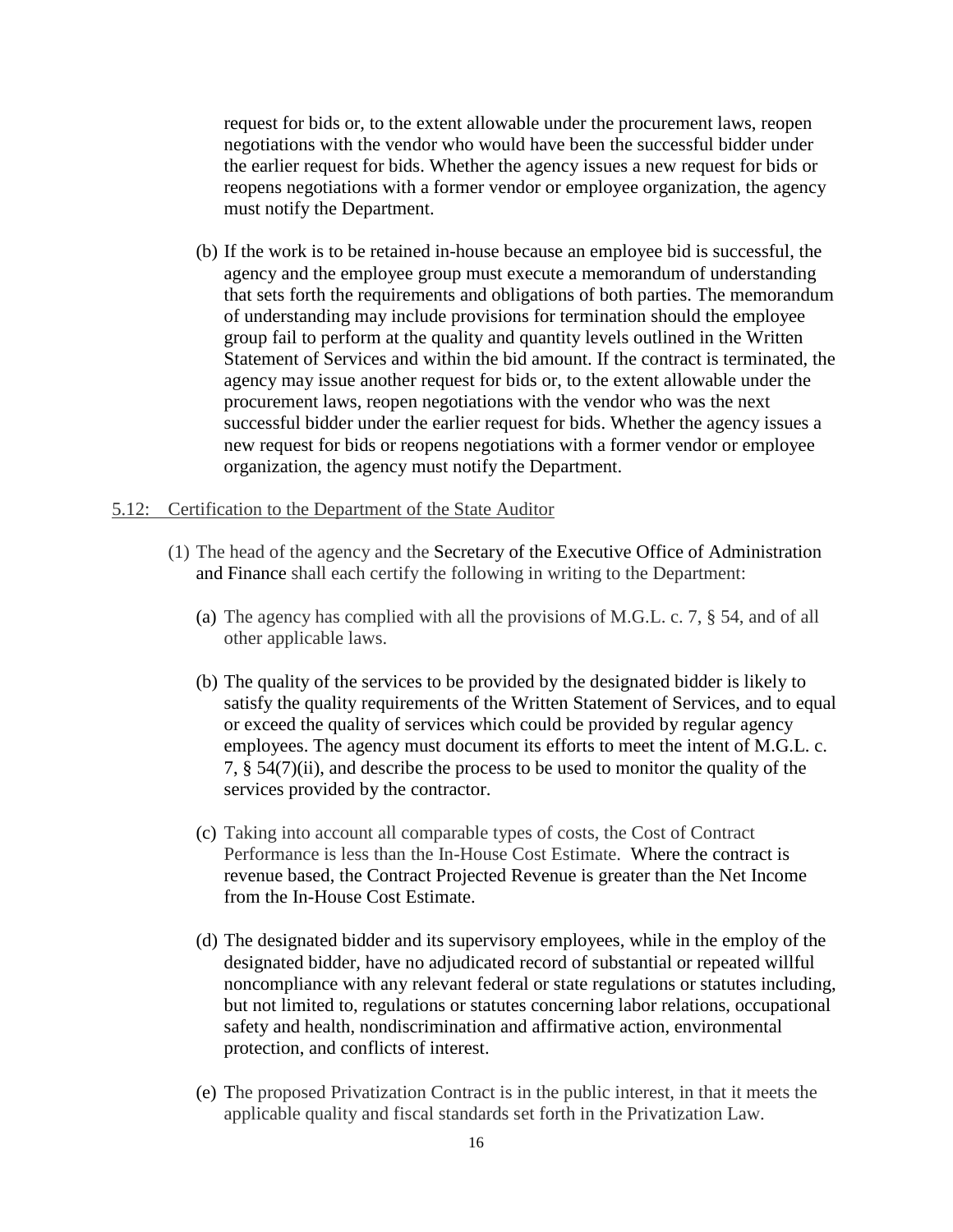request for bids or, to the extent allowable under the procurement laws, reopen negotiations with the vendor who would have been the successful bidder under the earlier request for bids. Whether the agency issues a new request for bids or reopens negotiations with a former vendor or employee organization, the agency must notify the Department.

(b) If the work is to be retained in-house because an employee bid is successful, the agency and the employee group must execute a memorandum of understanding that sets forth the requirements and obligations of both parties. The memorandum of understanding may include provisions for termination should the employee group fail to perform at the quality and quantity levels outlined in the Written Statement of Services and within the bid amount. If the contract is terminated, the agency may issue another request for bids or, to the extent allowable under the procurement laws, reopen negotiations with the vendor who was the next successful bidder under the earlier request for bids. Whether the agency issues a new request for bids or reopens negotiations with a former vendor or employee organization, the agency must notify the Department.

5.12: Certification to the Department of the State Auditor

(1) The head of the agency and the Secretary of the Executive Office of Administration and Finance shall each certify the following in writing to the Department:

(a) The agency has complied with all the provisions of M.G.L. c. 7, § 54, and of all other applicable laws.

(b) The quality of the services to be provided by the designated bidder is likely to satisfy the quality requirements of the Written Statement of Services, and to equal or exceed the quality of services which could be provided by regular agency employees. The agency must document its efforts to meet the intent of M.G.L. c. 7, § 54(7)(ii), and describe the process to be used to monitor the quality of the services provided by the contractor.

(c) Taking into account all comparable types of costs, the Cost of Contract Performance is less than the In-House Cost Estimate. Where the contract is revenue based, the Contract Projected Revenue is greater than the Net Income from the In-House Cost Estimate.

(d) The designated bidder and its supervisory employees, while in the employ of the designated bidder, have no adjudicated record of substantial or repeated willful noncompliance with any relevant federal or state regulations or statutes including, but not limited to, regulations or statutes concerning labor relations, occupational safety and health, nondiscrimination and affirmative action, environmental protection, and conflicts of interest.

(e) The proposed Privatization Contract is in the public interest, in that it meets the applicable quality and fiscal standards set forth in the Privatization Law.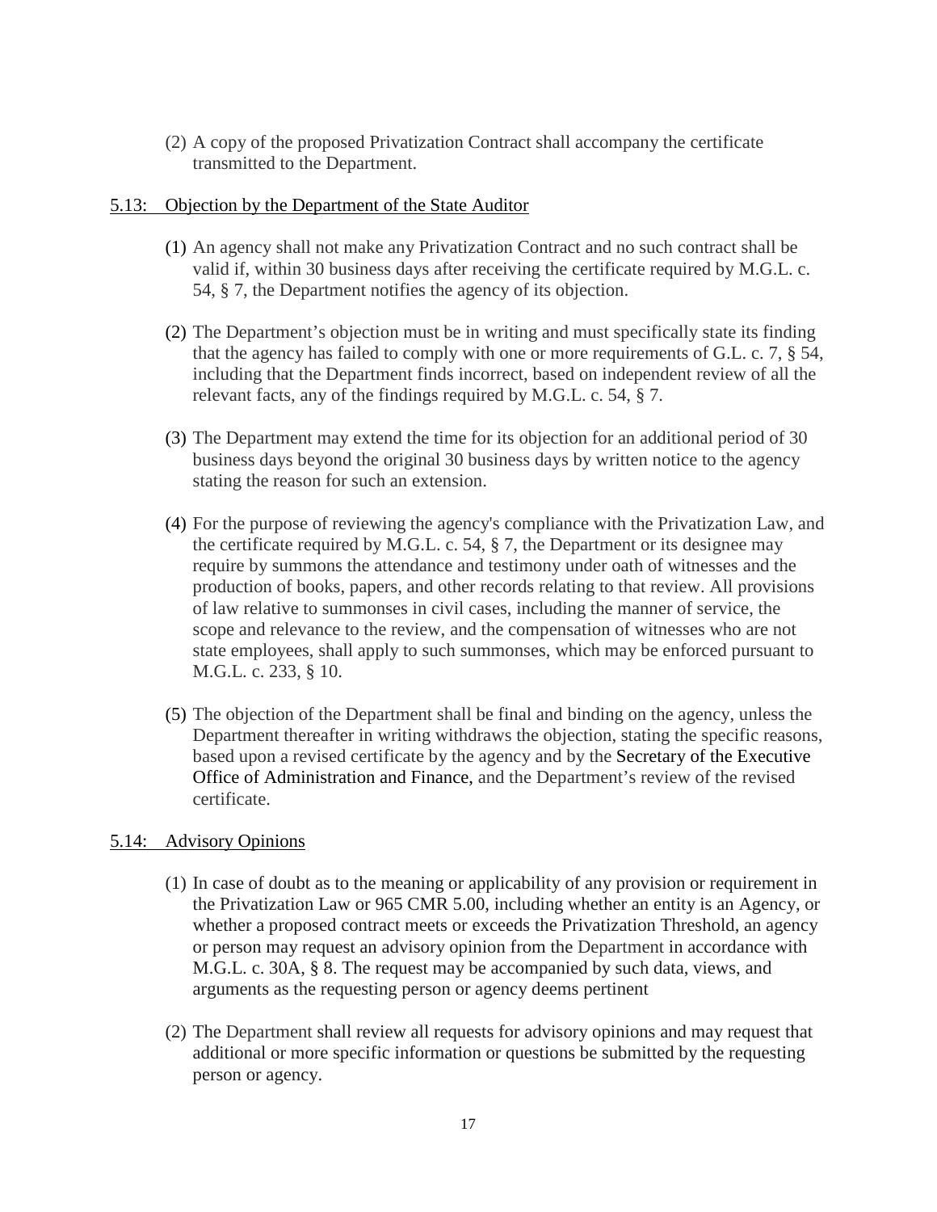(2) A copy of the proposed Privatization Contract shall accompany the certificate transmitted to the Department.

## 5.13: Objection by the Department of the State Auditor

(1) An agency shall not make any Privatization Contract and no such contract shall be valid if, within 30 business days after receiving the certificate required by M.G.L. c. 54, § 7, the Department notifies the agency of its objection.

(2) The Department's objection must be in writing and must specifically state its finding that the agency has failed to comply with one or more requirements of G.L. c. 7, § 54, including that the Department finds incorrect, based on independent review of all the relevant facts, any of the findings required by M.G.L. c. 54, § 7.

(3) The Department may extend the time for its objection for an additional period of 30 business days beyond the original 30 business days by written notice to the agency stating the reason for such an extension.

(4) For the purpose of reviewing the agency's compliance with the Privatization Law, and the certificate required by M.G.L. c. 54, § 7, the Department or its designee may require by summons the attendance and testimony under oath of witnesses and the production of books, papers, and other records relating to that review. All provisions of law relative to summonses in civil cases, including the manner of service, the scope and relevance to the review, and the compensation of witnesses who are not state employees, shall apply to such summonses, which may be enforced pursuant to M.G.L. c. 233, § 10.

(5) The objection of the Department shall be final and binding on the agency, unless the Department thereafter in writing withdraws the objection, stating the specific reasons, based upon a revised certificate by the agency and by the Secretary of the Executive Office of Administration and Finance, and the Department's review of the revised certificate.

## 5.14: Advisory Opinions

(1) In case of doubt as to the meaning or applicability of any provision or requirement in the Privatization Law or 965 CMR 5.00, including whether an entity is an Agency, or whether a proposed contract meets or exceeds the Privatization Threshold, an agency or person may request an advisory opinion from the Department in accordance with M.G.L. c. 30A, § 8. The request may be accompanied by such data, views, and arguments as the requesting person or agency deems pertinent

(2) The Department shall review all requests for advisory opinions and may request that additional or more specific information or questions be submitted by the requesting person or agency.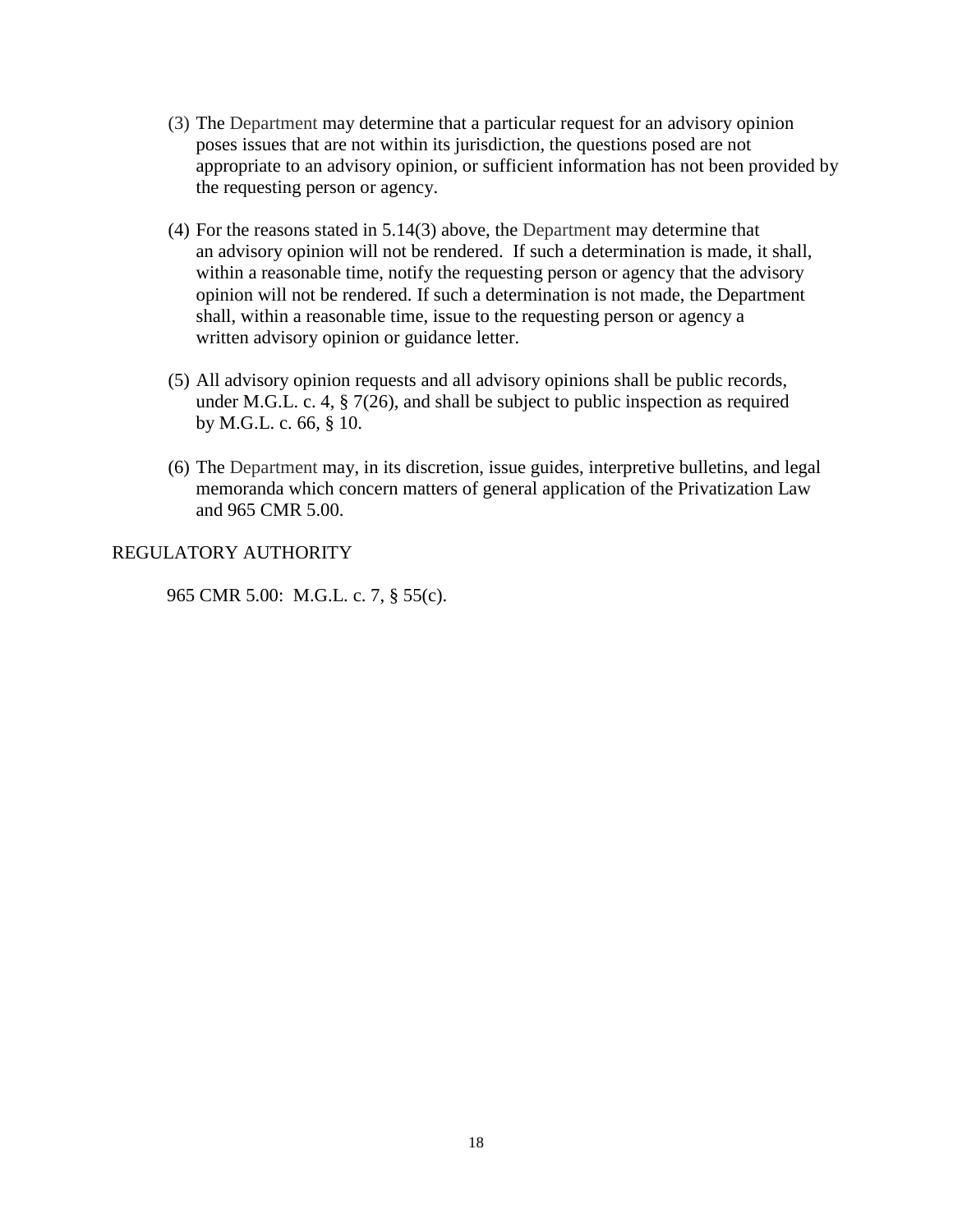(3) The Department may determine that a particular request for an advisory opinion poses issues that are not within its jurisdiction, the questions posed are not appropriate to an advisory opinion, or sufficient information has not been provided by the requesting person or agency.

(4) For the reasons stated in 5.14(3) above, the Department may determine that an advisory opinion will not be rendered. If such a determination is made, it shall, within a reasonable time, notify the requesting person or agency that the advisory opinion will not be rendered. If such a determination is not made, the Department shall, within a reasonable time, issue to the requesting person or agency a written advisory opinion or guidance letter.

(5) All advisory opinion requests and all advisory opinions shall be public records, under M.G.L. c. 4, § 7(26), and shall be subject to public inspection as required by M.G.L. c. 66, § 10.

(6) The Department may, in its discretion, issue guides, interpretive bulletins, and legal memoranda which concern matters of general application of the Privatization Law and 965 CMR 5.00.

REGULATORY AUTHORITY

965 CMR 5.00: M.G.L. c. 7, § 55(c).